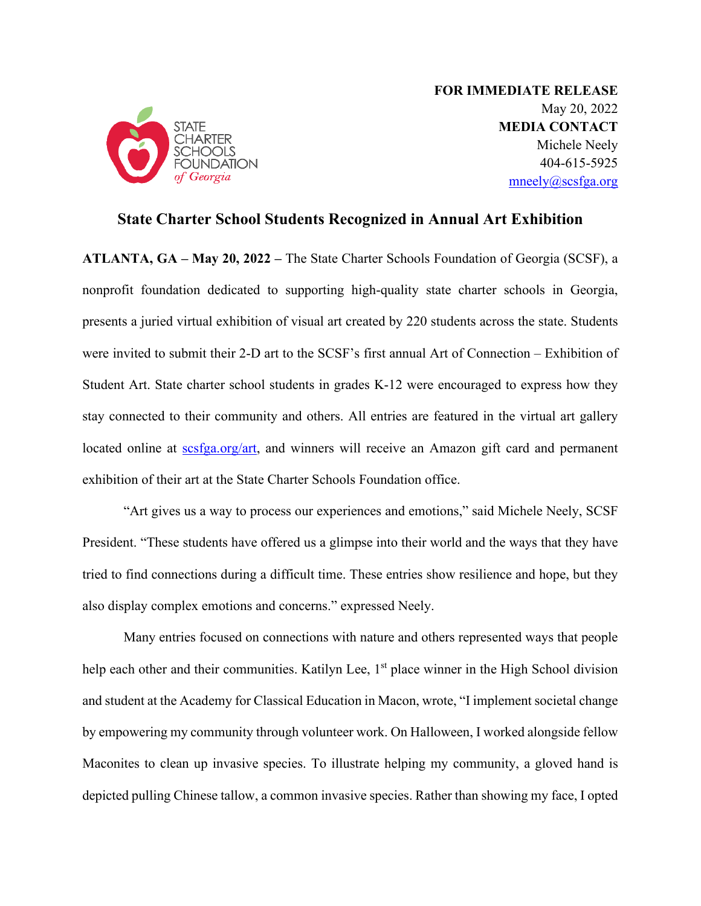STATE CHARTER SCHOOLS FOUNDATION *of Georgia*

**FOR IMMEDIATE RELEASE**
May 20, 2022
**MEDIA CONTACT**
Michele Neely
404-615-5925
mneely@scsfga.org

## State Charter School Students Recognized in Annual Art Exhibition

**ATLANTA, GA – May 20, 2022 –** The State Charter Schools Foundation of Georgia (SCSF), a nonprofit foundation dedicated to supporting high-quality state charter schools in Georgia, presents a juried virtual exhibition of visual art created by 220 students across the state. Students were invited to submit their 2-D art to the SCSF's first annual Art of Connection – Exhibition of Student Art. State charter school students in grades K-12 were encouraged to express how they stay connected to their community and others. All entries are featured in the virtual art gallery located online at scsfga.org/art, and winners will receive an Amazon gift card and permanent exhibition of their art at the State Charter Schools Foundation office.

"Art gives us a way to process our experiences and emotions," said Michele Neely, SCSF President. "These students have offered us a glimpse into their world and the ways that they have tried to find connections during a difficult time. These entries show resilience and hope, but they also display complex emotions and concerns." expressed Neely.

Many entries focused on connections with nature and others represented ways that people help each other and their communities. Katilyn Lee, 1st place winner in the High School division and student at the Academy for Classical Education in Macon, wrote, "I implement societal change by empowering my community through volunteer work. On Halloween, I worked alongside fellow Maconites to clean up invasive species. To illustrate helping my community, a gloved hand is depicted pulling Chinese tallow, a common invasive species. Rather than showing my face, I opted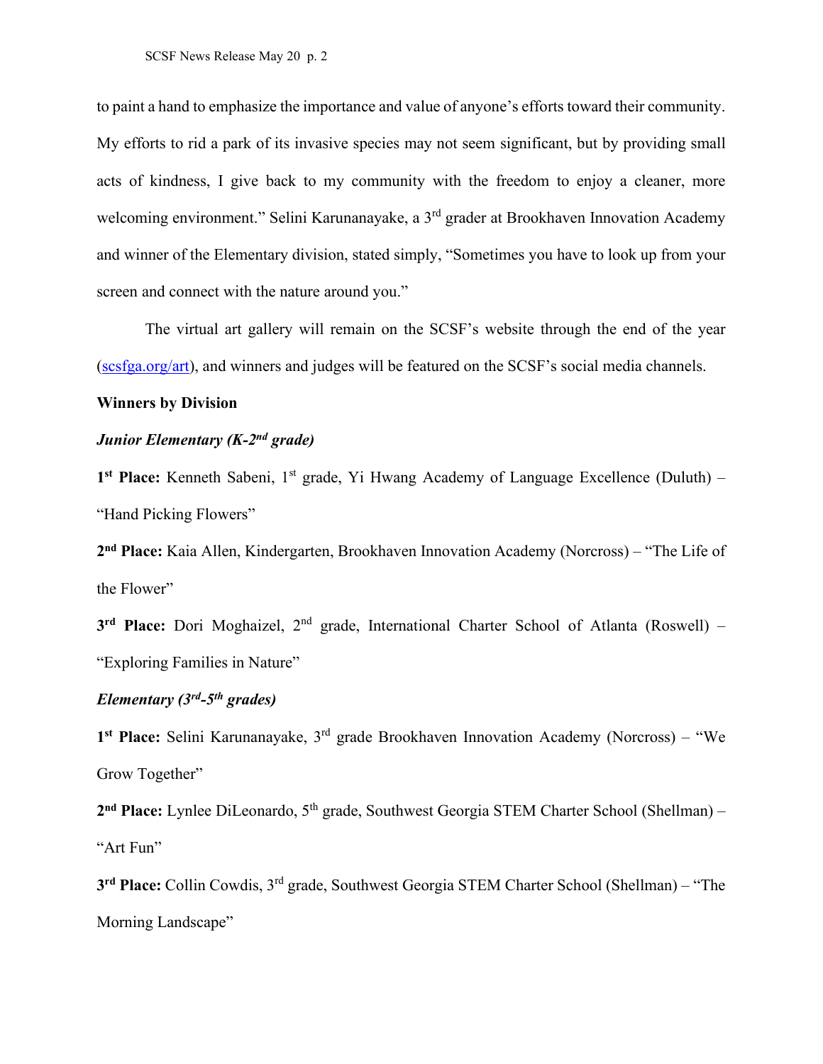to paint a hand to emphasize the importance and value of anyone's efforts toward their community. My efforts to rid a park of its invasive species may not seem significant, but by providing small acts of kindness, I give back to my community with the freedom to enjoy a cleaner, more welcoming environment." Selini Karunanayake, a 3rd grader at Brookhaven Innovation Academy and winner of the Elementary division, stated simply, "Sometimes you have to look up from your screen and connect with the nature around you."

The virtual art gallery will remain on the SCSF's website through the end of the year ([scsfga.org/art](scsfga.org/art)), and winners and judges will be featured on the SCSF's social media channels.

**Winners by Division**

***Junior Elementary (K-2nd grade)***

**1st Place:** Kenneth Sabeni, 1st grade, Yi Hwang Academy of Language Excellence (Duluth) – "Hand Picking Flowers"

**2nd Place:** Kaia Allen, Kindergarten, Brookhaven Innovation Academy (Norcross) – "The Life of the Flower"

**3rd Place:** Dori Moghaizel, 2nd grade, International Charter School of Atlanta (Roswell) – "Exploring Families in Nature"

***Elementary (3rd-5th grades)***

**1st Place:** Selini Karunanayake, 3rd grade Brookhaven Innovation Academy (Norcross) – "We Grow Together"

**2nd Place:** Lynlee DiLeonardo, 5th grade, Southwest Georgia STEM Charter School (Shellman) – "Art Fun"

**3rd Place:** Collin Cowdis, 3rd grade, Southwest Georgia STEM Charter School (Shellman) – "The Morning Landscape"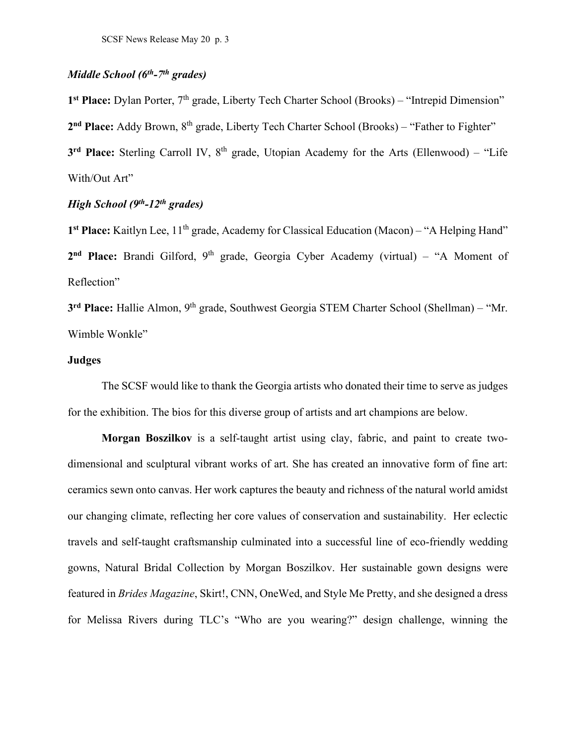### *Middle School (6th-7th grades)*

**1st Place:** Dylan Porter, 7th grade, Liberty Tech Charter School (Brooks) – "Intrepid Dimension"

**2nd Place:** Addy Brown, 8th grade, Liberty Tech Charter School (Brooks) – "Father to Fighter"

**3rd Place:** Sterling Carroll IV, 8th grade, Utopian Academy for the Arts (Ellenwood) – "Life With/Out Art"

### *High School (9th-12th grades)*

**1st Place:** Kaitlyn Lee, 11th grade, Academy for Classical Education (Macon) – "A Helping Hand"

**2nd Place:** Brandi Gilford, 9th grade, Georgia Cyber Academy (virtual) – "A Moment of Reflection"

**3rd Place:** Hallie Almon, 9th grade, Southwest Georgia STEM Charter School (Shellman) – "Mr. Wimble Wonkle"

## Judges

The SCSF would like to thank the Georgia artists who donated their time to serve as judges for the exhibition. The bios for this diverse group of artists and art champions are below.

**Morgan Boszilkov** is a self-taught artist using clay, fabric, and paint to create two-dimensional and sculptural vibrant works of art. She has created an innovative form of fine art: ceramics sewn onto canvas. Her work captures the beauty and richness of the natural world amidst our changing climate, reflecting her core values of conservation and sustainability. Her eclectic travels and self-taught craftsmanship culminated into a successful line of eco-friendly wedding gowns, Natural Bridal Collection by Morgan Boszilkov. Her sustainable gown designs were featured in *Brides Magazine*, Skirt!, CNN, OneWed, and Style Me Pretty, and she designed a dress for Melissa Rivers during TLC's "Who are you wearing?" design challenge, winning the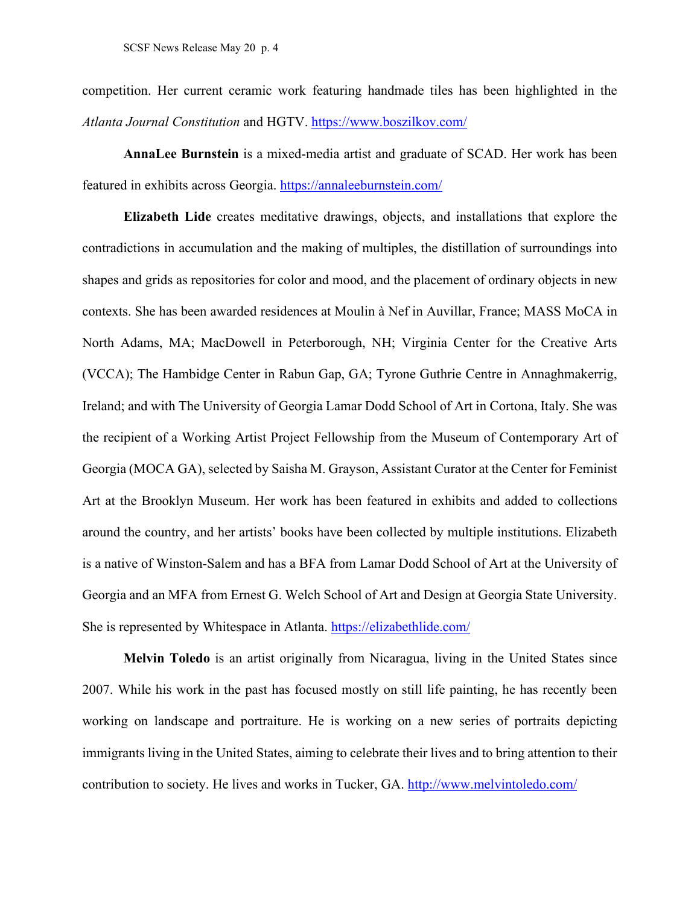competition. Her current ceramic work featuring handmade tiles has been highlighted in the *Atlanta Journal Constitution* and HGTV. https://www.boszilkov.com/

**AnnaLee Burnstein** is a mixed-media artist and graduate of SCAD. Her work has been featured in exhibits across Georgia. https://annaleeburnstein.com/

**Elizabeth Lide** creates meditative drawings, objects, and installations that explore the contradictions in accumulation and the making of multiples, the distillation of surroundings into shapes and grids as repositories for color and mood, and the placement of ordinary objects in new contexts. She has been awarded residences at Moulin à Nef in Auvillar, France; MASS MoCA in North Adams, MA; MacDowell in Peterborough, NH; Virginia Center for the Creative Arts (VCCA); The Hambidge Center in Rabun Gap, GA; Tyrone Guthrie Centre in Annaghmakerrig, Ireland; and with The University of Georgia Lamar Dodd School of Art in Cortona, Italy. She was the recipient of a Working Artist Project Fellowship from the Museum of Contemporary Art of Georgia (MOCA GA), selected by Saisha M. Grayson, Assistant Curator at the Center for Feminist Art at the Brooklyn Museum. Her work has been featured in exhibits and added to collections around the country, and her artists' books have been collected by multiple institutions. Elizabeth is a native of Winston-Salem and has a BFA from Lamar Dodd School of Art at the University of Georgia and an MFA from Ernest G. Welch School of Art and Design at Georgia State University. She is represented by Whitespace in Atlanta. https://elizabethlide.com/

**Melvin Toledo** is an artist originally from Nicaragua, living in the United States since 2007. While his work in the past has focused mostly on still life painting, he has recently been working on landscape and portraiture. He is working on a new series of portraits depicting immigrants living in the United States, aiming to celebrate their lives and to bring attention to their contribution to society. He lives and works in Tucker, GA. http://www.melvintoledo.com/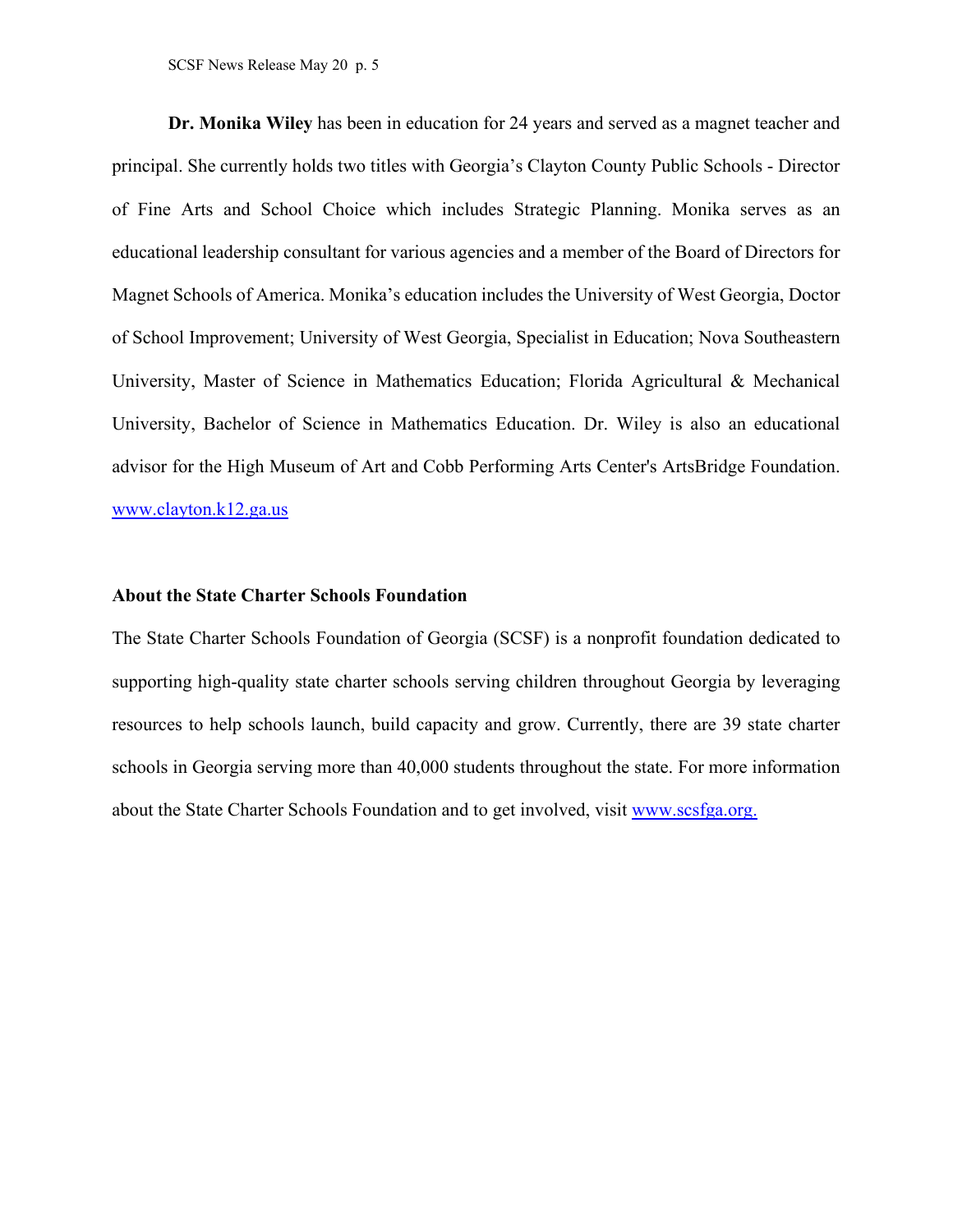**Dr. Monika Wiley** has been in education for 24 years and served as a magnet teacher and principal. She currently holds two titles with Georgia's Clayton County Public Schools - Director of Fine Arts and School Choice which includes Strategic Planning. Monika serves as an educational leadership consultant for various agencies and a member of the Board of Directors for Magnet Schools of America. Monika's education includes the University of West Georgia, Doctor of School Improvement; University of West Georgia, Specialist in Education; Nova Southeastern University, Master of Science in Mathematics Education; Florida Agricultural & Mechanical University, Bachelor of Science in Mathematics Education. Dr. Wiley is also an educational advisor for the High Museum of Art and Cobb Performing Arts Center's ArtsBridge Foundation. www.clayton.k12.ga.us

**About the State Charter Schools Foundation**

The State Charter Schools Foundation of Georgia (SCSF) is a nonprofit foundation dedicated to supporting high-quality state charter schools serving children throughout Georgia by leveraging resources to help schools launch, build capacity and grow. Currently, there are 39 state charter schools in Georgia serving more than 40,000 students throughout the state. For more information about the State Charter Schools Foundation and to get involved, visit www.scsfga.org.